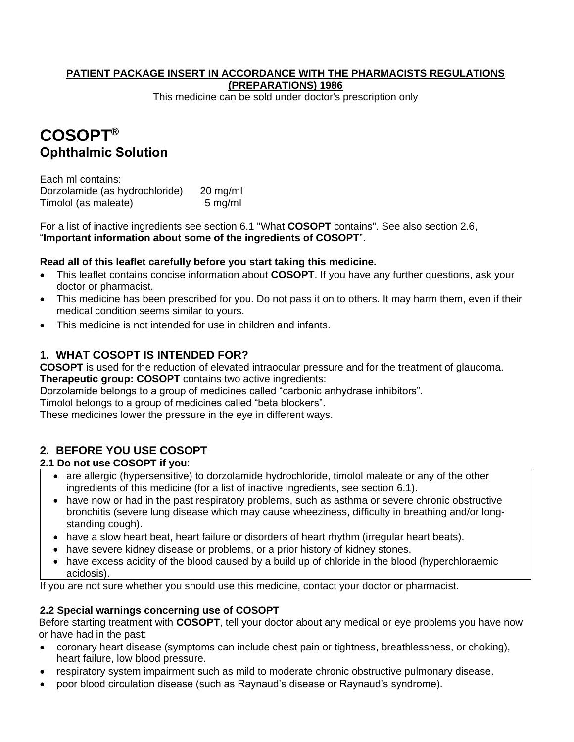**PATIENT PACKAGE INSERT IN ACCORDANCE WITH THE PHARMACISTS REGULATIONS (PREPARATIONS) 1986**

This medicine can be sold under doctor's prescription only

# COSOPT®
## Ophthalmic Solution

Each ml contains:
Dorzolamide (as hydrochloride) 20 mg/ml
Timolol (as maleate) 5 mg/ml

For a list of inactive ingredients see section 6.1 "What **COSOPT** contains". See also section 2.6, "**Important information about some of the ingredients of COSOPT**".

**Read all of this leaflet carefully before you start taking this medicine.**

- This leaflet contains concise information about **COSOPT**. If you have any further questions, ask your doctor or pharmacist.
- This medicine has been prescribed for you. Do not pass it on to others. It may harm them, even if their medical condition seems similar to yours.
- This medicine is not intended for use in children and infants.

## 1. WHAT COSOPT IS INTENDED FOR?

**COSOPT** is used for the reduction of elevated intraocular pressure and for the treatment of glaucoma.
**Therapeutic group: COSOPT** contains two active ingredients:
Dorzolamide belongs to a group of medicines called "carbonic anhydrase inhibitors".
Timolol belongs to a group of medicines called "beta blockers".
These medicines lower the pressure in the eye in different ways.

## 2. BEFORE YOU USE COSOPT

### 2.1 Do not use COSOPT if you:

- are allergic (hypersensitive) to dorzolamide hydrochloride, timolol maleate or any of the other ingredients of this medicine (for a list of inactive ingredients, see section 6.1).
- have now or had in the past respiratory problems, such as asthma or severe chronic obstructive bronchitis (severe lung disease which may cause wheeziness, difficulty in breathing and/or long-standing cough).
- have a slow heart beat, heart failure or disorders of heart rhythm (irregular heart beats).
- have severe kidney disease or problems, or a prior history of kidney stones.
- have excess acidity of the blood caused by a build up of chloride in the blood (hyperchloraemic acidosis).

If you are not sure whether you should use this medicine, contact your doctor or pharmacist.

### 2.2 Special warnings concerning use of COSOPT

Before starting treatment with **COSOPT**, tell your doctor about any medical or eye problems you have now or have had in the past:

- coronary heart disease (symptoms can include chest pain or tightness, breathlessness, or choking), heart failure, low blood pressure.
- respiratory system impairment such as mild to moderate chronic obstructive pulmonary disease.
- poor blood circulation disease (such as Raynaud's disease or Raynaud's syndrome).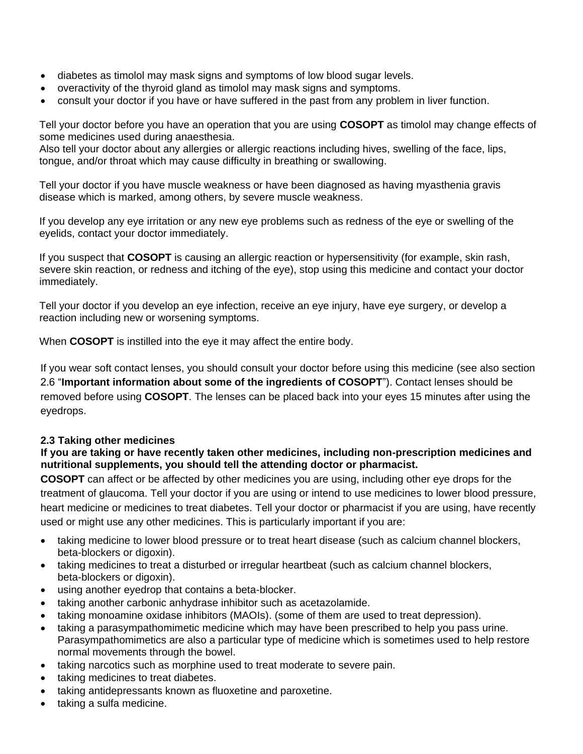- diabetes as timolol may mask signs and symptoms of low blood sugar levels.
- overactivity of the thyroid gland as timolol may mask signs and symptoms.
- consult your doctor if you have or have suffered in the past from any problem in liver function.

Tell your doctor before you have an operation that you are using **COSOPT** as timolol may change effects of some medicines used during anaesthesia.
Also tell your doctor about any allergies or allergic reactions including hives, swelling of the face, lips, tongue, and/or throat which may cause difficulty in breathing or swallowing.

Tell your doctor if you have muscle weakness or have been diagnosed as having myasthenia gravis disease which is marked, among others, by severe muscle weakness.

If you develop any eye irritation or any new eye problems such as redness of the eye or swelling of the eyelids, contact your doctor immediately.

If you suspect that **COSOPT** is causing an allergic reaction or hypersensitivity (for example, skin rash, severe skin reaction, or redness and itching of the eye), stop using this medicine and contact your doctor immediately.

Tell your doctor if you develop an eye infection, receive an eye injury, have eye surgery, or develop a reaction including new or worsening symptoms.

When **COSOPT** is instilled into the eye it may affect the entire body.

If you wear soft contact lenses, you should consult your doctor before using this medicine (see also section 2.6 "**Important information about some of the ingredients of COSOPT**"). Contact lenses should be removed before using **COSOPT**. The lenses can be placed back into your eyes 15 minutes after using the eyedrops.

### 2.3 Taking other medicines

**If you are taking or have recently taken other medicines, including non-prescription medicines and nutritional supplements, you should tell the attending doctor or pharmacist.**

**COSOPT** can affect or be affected by other medicines you are using, including other eye drops for the treatment of glaucoma. Tell your doctor if you are using or intend to use medicines to lower blood pressure, heart medicine or medicines to treat diabetes. Tell your doctor or pharmacist if you are using, have recently used or might use any other medicines. This is particularly important if you are:

- taking medicine to lower blood pressure or to treat heart disease (such as calcium channel blockers, beta-blockers or digoxin).
- taking medicines to treat a disturbed or irregular heartbeat (such as calcium channel blockers, beta-blockers or digoxin).
- using another eyedrop that contains a beta-blocker.
- taking another carbonic anhydrase inhibitor such as acetazolamide.
- taking monoamine oxidase inhibitors (MAOIs). (some of them are used to treat depression).
- taking a parasympathomimetic medicine which may have been prescribed to help you pass urine. Parasympathomimetics are also a particular type of medicine which is sometimes used to help restore normal movements through the bowel.
- taking narcotics such as morphine used to treat moderate to severe pain.
- taking medicines to treat diabetes.
- taking antidepressants known as fluoxetine and paroxetine.
- taking a sulfa medicine.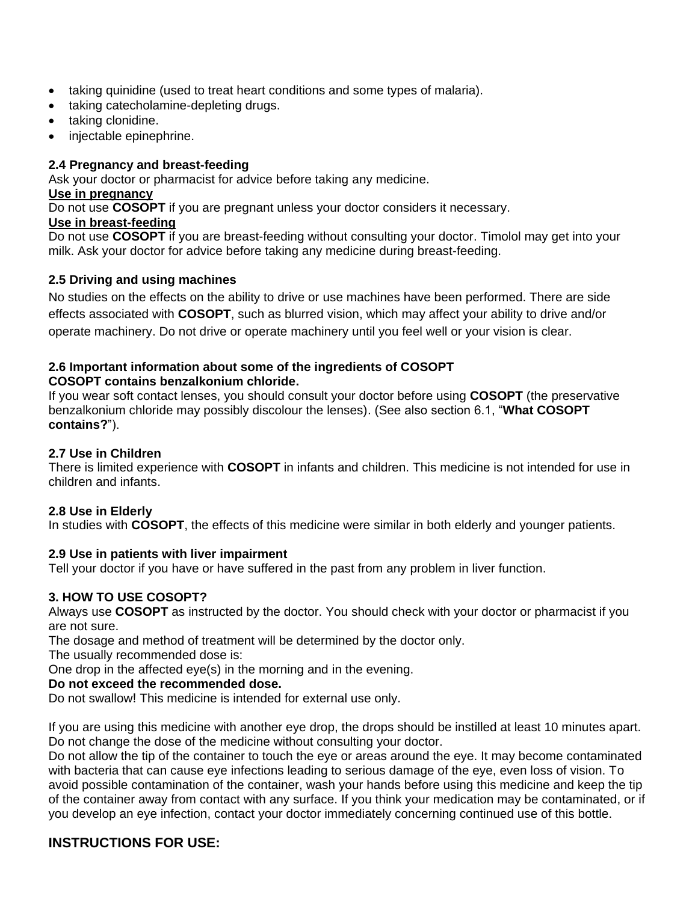- taking quinidine (used to treat heart conditions and some types of malaria).
- taking catecholamine-depleting drugs.
- taking clonidine.
- injectable epinephrine.

**2.4 Pregnancy and breast-feeding**

Ask your doctor or pharmacist for advice before taking any medicine.

**Use in pregnancy**

Do not use **COSOPT** if you are pregnant unless your doctor considers it necessary.

**Use in breast-feeding**

Do not use **COSOPT** if you are breast-feeding without consulting your doctor. Timolol may get into your milk. Ask your doctor for advice before taking any medicine during breast-feeding.

**2.5 Driving and using machines**

No studies on the effects on the ability to drive or use machines have been performed. There are side effects associated with **COSOPT**, such as blurred vision, which may affect your ability to drive and/or operate machinery. Do not drive or operate machinery until you feel well or your vision is clear.

**2.6 Important information about some of the ingredients of COSOPT**

**COSOPT contains benzalkonium chloride.**

If you wear soft contact lenses, you should consult your doctor before using **COSOPT** (the preservative benzalkonium chloride may possibly discolour the lenses). (See also section 6.1, "**What COSOPT contains?**").

**2.7 Use in Children**

There is limited experience with **COSOPT** in infants and children. This medicine is not intended for use in children and infants.

**2.8 Use in Elderly**

In studies with **COSOPT**, the effects of this medicine were similar in both elderly and younger patients.

**2.9 Use in patients with liver impairment**

Tell your doctor if you have or have suffered in the past from any problem in liver function.

**3. HOW TO USE COSOPT?**

Always use **COSOPT** as instructed by the doctor. You should check with your doctor or pharmacist if you are not sure.

The dosage and method of treatment will be determined by the doctor only.

The usually recommended dose is:

One drop in the affected eye(s) in the morning and in the evening.

**Do not exceed the recommended dose.**

Do not swallow! This medicine is intended for external use only.

If you are using this medicine with another eye drop, the drops should be instilled at least 10 minutes apart.
Do not change the dose of the medicine without consulting your doctor.
Do not allow the tip of the container to touch the eye or areas around the eye. It may become contaminated with bacteria that can cause eye infections leading to serious damage of the eye, even loss of vision. To avoid possible contamination of the container, wash your hands before using this medicine and keep the tip of the container away from contact with any surface. If you think your medication may be contaminated, or if you develop an eye infection, contact your doctor immediately concerning continued use of this bottle.

**INSTRUCTIONS FOR USE:**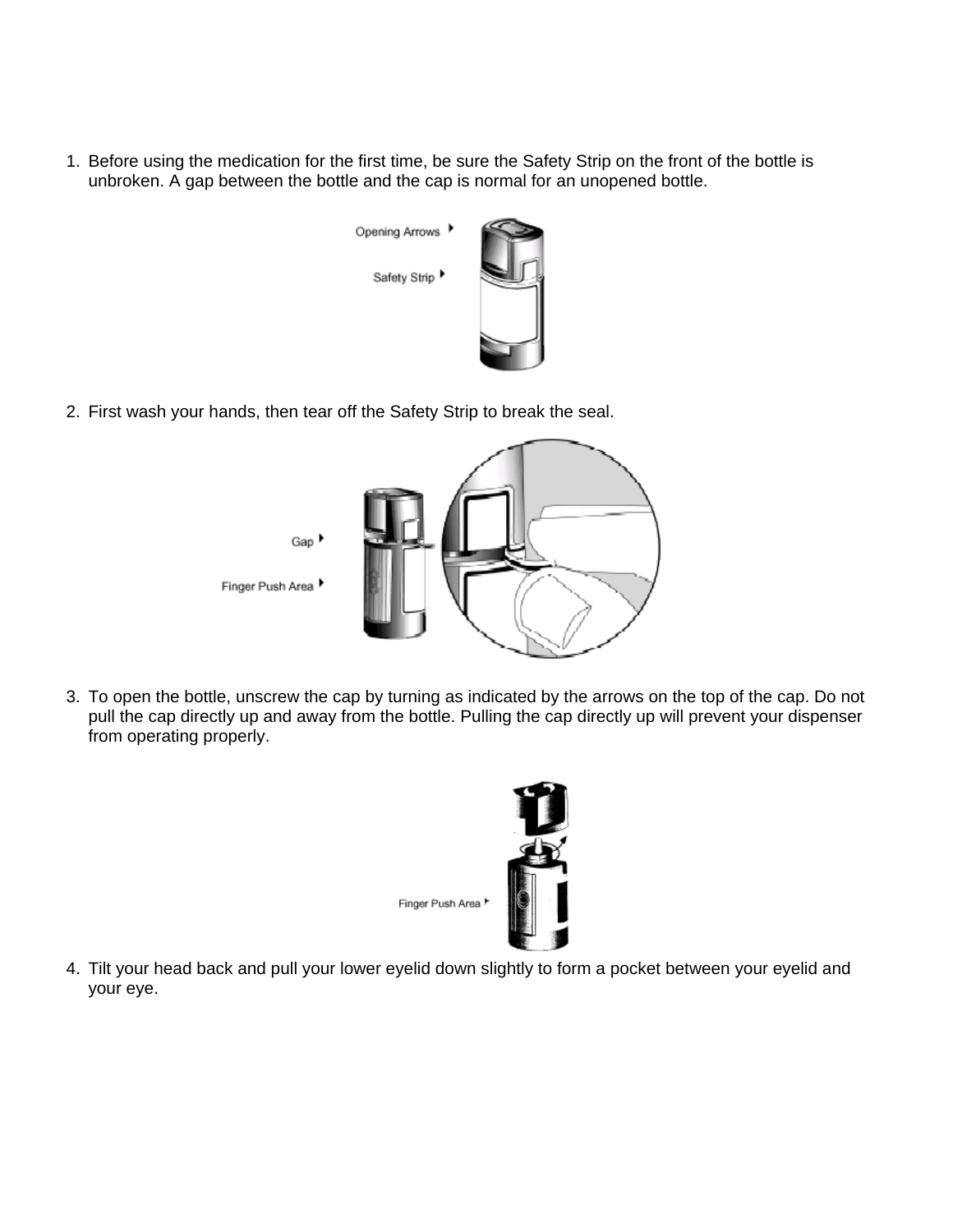1. Before using the medication for the first time, be sure the Safety Strip on the front of the bottle is unbroken. A gap between the bottle and the cap is normal for an unopened bottle.

Opening Arrows

Safety Strip

2. First wash your hands, then tear off the Safety Strip to break the seal.

Gap

Finger Push Area

3. To open the bottle, unscrew the cap by turning as indicated by the arrows on the top of the cap. Do not pull the cap directly up and away from the bottle. Pulling the cap directly up will prevent your dispenser from operating properly.

Finger Push Area

4. Tilt your head back and pull your lower eyelid down slightly to form a pocket between your eyelid and your eye.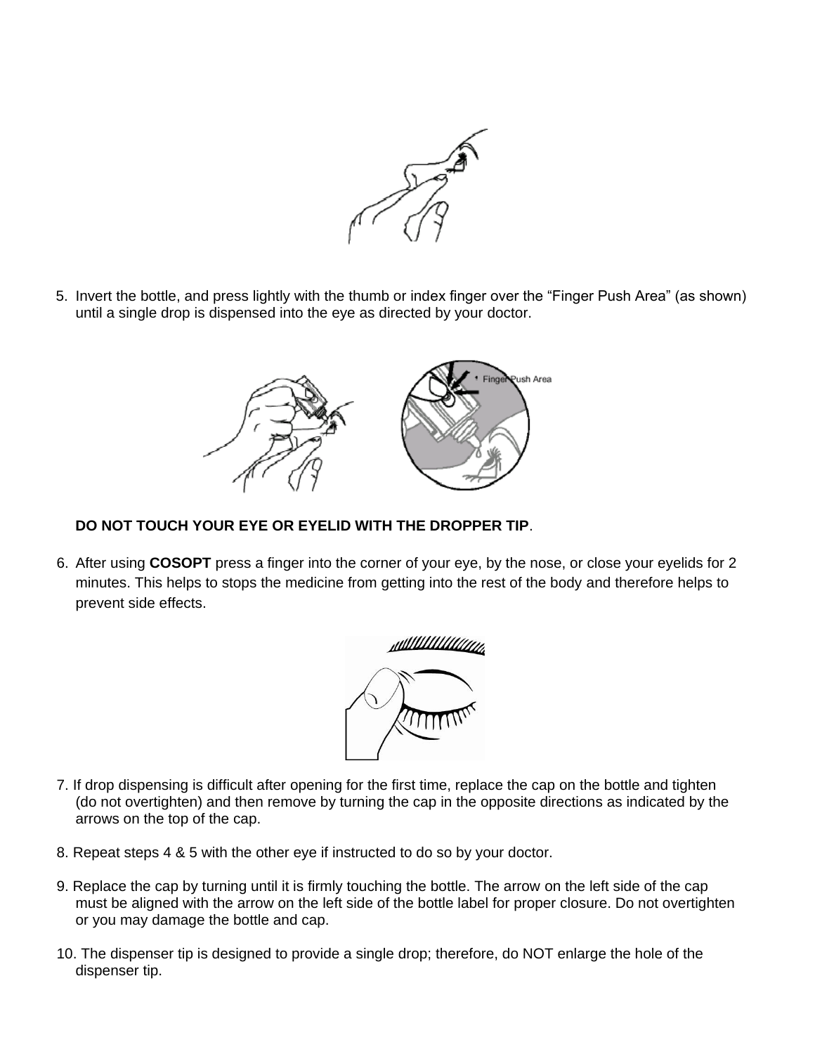5. Invert the bottle, and press lightly with the thumb or index finger over the “Finger Push Area” (as shown) until a single drop is dispensed into the eye as directed by your doctor.

   **DO NOT TOUCH YOUR EYE OR EYELID WITH THE DROPPER TIP**.

6. After using **COSOPT** press a finger into the corner of your eye, by the nose, or close your eyelids for 2 minutes. This helps to stops the medicine from getting into the rest of the body and therefore helps to prevent side effects.

7. If drop dispensing is difficult after opening for the first time, replace the cap on the bottle and tighten (do not overtighten) and then remove by turning the cap in the opposite directions as indicated by the arrows on the top of the cap.

8. Repeat steps 4 & 5 with the other eye if instructed to do so by your doctor.

9. Replace the cap by turning until it is firmly touching the bottle. The arrow on the left side of the cap must be aligned with the arrow on the left side of the bottle label for proper closure. Do not overtighten or you may damage the bottle and cap.

10. The dispenser tip is designed to provide a single drop; therefore, do NOT enlarge the hole of the dispenser tip.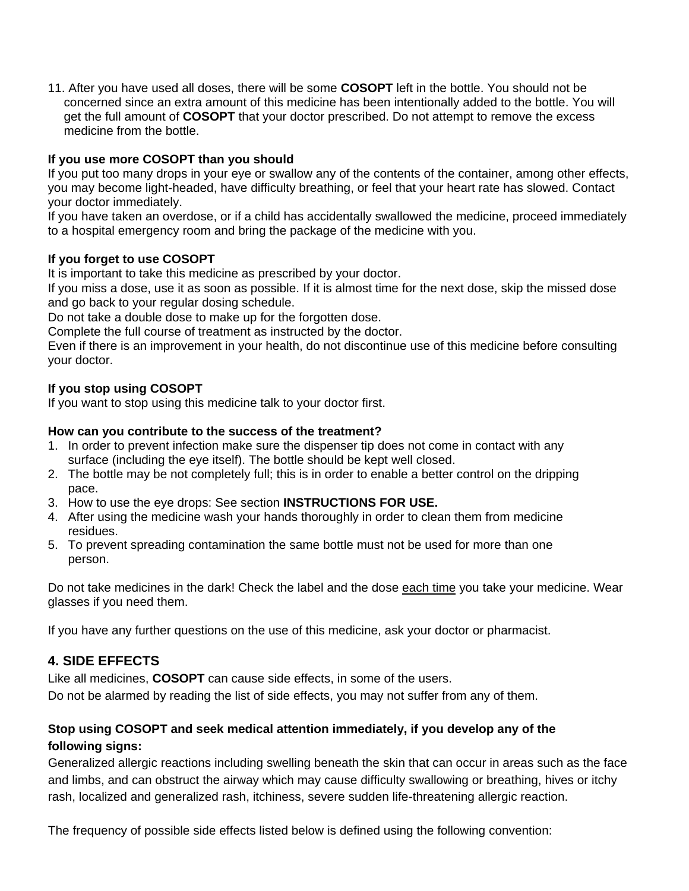11. After you have used all doses, there will be some **COSOPT** left in the bottle. You should not be concerned since an extra amount of this medicine has been intentionally added to the bottle. You will get the full amount of **COSOPT** that your doctor prescribed. Do not attempt to remove the excess medicine from the bottle.

**If you use more COSOPT than you should**

If you put too many drops in your eye or swallow any of the contents of the container, among other effects, you may become light-headed, have difficulty breathing, or feel that your heart rate has slowed. Contact your doctor immediately.

If you have taken an overdose, or if a child has accidentally swallowed the medicine, proceed immediately to a hospital emergency room and bring the package of the medicine with you.

**If you forget to use COSOPT**

It is important to take this medicine as prescribed by your doctor.

If you miss a dose, use it as soon as possible. If it is almost time for the next dose, skip the missed dose and go back to your regular dosing schedule.

Do not take a double dose to make up for the forgotten dose.

Complete the full course of treatment as instructed by the doctor.

Even if there is an improvement in your health, do not discontinue use of this medicine before consulting your doctor.

**If you stop using COSOPT**

If you want to stop using this medicine talk to your doctor first.

**How can you contribute to the success of the treatment?**

1. In order to prevent infection make sure the dispenser tip does not come in contact with any surface (including the eye itself). The bottle should be kept well closed.
2. The bottle may be not completely full; this is in order to enable a better control on the dripping pace.
3. How to use the eye drops: See section **INSTRUCTIONS FOR USE.**
4. After using the medicine wash your hands thoroughly in order to clean them from medicine residues.
5. To prevent spreading contamination the same bottle must not be used for more than one person.

Do not take medicines in the dark! Check the label and the dose <u>each time</u> you take your medicine. Wear glasses if you need them.

If you have any further questions on the use of this medicine, ask your doctor or pharmacist.

## 4. SIDE EFFECTS

Like all medicines, **COSOPT** can cause side effects, in some of the users.

Do not be alarmed by reading the list of side effects, you may not suffer from any of them.

**Stop using COSOPT and seek medical attention immediately, if you develop any of the following signs:**

Generalized allergic reactions including swelling beneath the skin that can occur in areas such as the face and limbs, and can obstruct the airway which may cause difficulty swallowing or breathing, hives or itchy rash, localized and generalized rash, itchiness, severe sudden life-threatening allergic reaction.

The frequency of possible side effects listed below is defined using the following convention: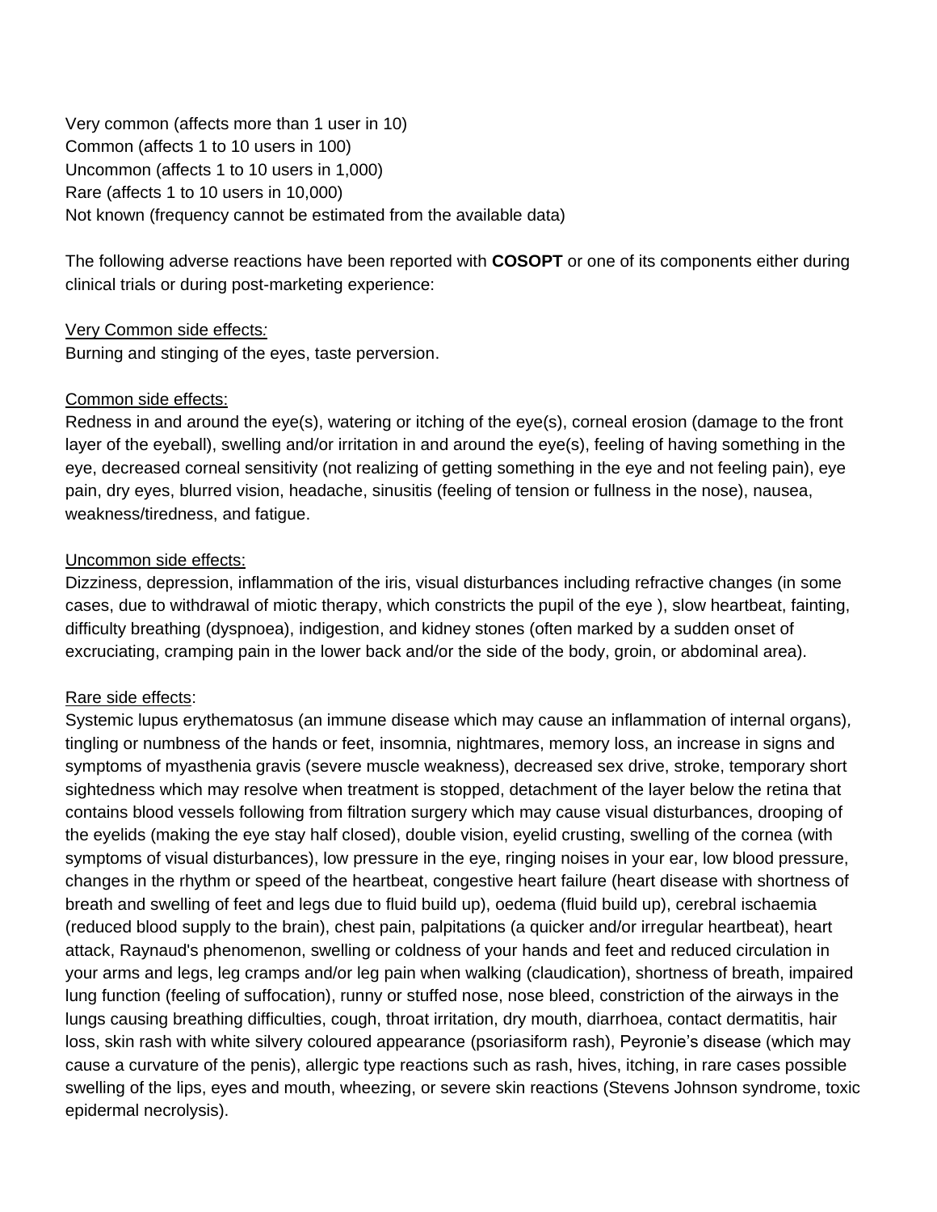Very common (affects more than 1 user in 10)
Common (affects 1 to 10 users in 100)
Uncommon (affects 1 to 10 users in 1,000)
Rare (affects 1 to 10 users in 10,000)
Not known (frequency cannot be estimated from the available data)

The following adverse reactions have been reported with **COSOPT** or one of its components either during clinical trials or during post-marketing experience:

<u>Very Common side effects:</u>
Burning and stinging of the eyes, taste perversion.

<u>Common side effects:</u>
Redness in and around the eye(s), watering or itching of the eye(s), corneal erosion (damage to the front layer of the eyeball), swelling and/or irritation in and around the eye(s), feeling of having something in the eye, decreased corneal sensitivity (not realizing of getting something in the eye and not feeling pain), eye pain, dry eyes, blurred vision, headache, sinusitis (feeling of tension or fullness in the nose), nausea, weakness/tiredness, and fatigue.

<u>Uncommon side effects:</u>
Dizziness, depression, inflammation of the iris, visual disturbances including refractive changes (in some cases, due to withdrawal of miotic therapy, which constricts the pupil of the eye ), slow heartbeat, fainting, difficulty breathing (dyspnoea), indigestion, and kidney stones (often marked by a sudden onset of excruciating, cramping pain in the lower back and/or the side of the body, groin, or abdominal area).

<u>Rare side effects</u>:
Systemic lupus erythematosus (an immune disease which may cause an inflammation of internal organs), tingling or numbness of the hands or feet, insomnia, nightmares, memory loss, an increase in signs and symptoms of myasthenia gravis (severe muscle weakness), decreased sex drive, stroke, temporary short sightedness which may resolve when treatment is stopped, detachment of the layer below the retina that contains blood vessels following from filtration surgery which may cause visual disturbances, drooping of the eyelids (making the eye stay half closed), double vision, eyelid crusting, swelling of the cornea (with symptoms of visual disturbances), low pressure in the eye, ringing noises in your ear, low blood pressure, changes in the rhythm or speed of the heartbeat, congestive heart failure (heart disease with shortness of breath and swelling of feet and legs due to fluid build up), oedema (fluid build up), cerebral ischaemia (reduced blood supply to the brain), chest pain, palpitations (a quicker and/or irregular heartbeat), heart attack, Raynaud's phenomenon, swelling or coldness of your hands and feet and reduced circulation in your arms and legs, leg cramps and/or leg pain when walking (claudication), shortness of breath, impaired lung function (feeling of suffocation), runny or stuffed nose, nose bleed, constriction of the airways in the lungs causing breathing difficulties, cough, throat irritation, dry mouth, diarrhoea, contact dermatitis, hair loss, skin rash with white silvery coloured appearance (psoriasiform rash), Peyronie's disease (which may cause a curvature of the penis), allergic type reactions such as rash, hives, itching, in rare cases possible swelling of the lips, eyes and mouth, wheezing, or severe skin reactions (Stevens Johnson syndrome, toxic epidermal necrolysis).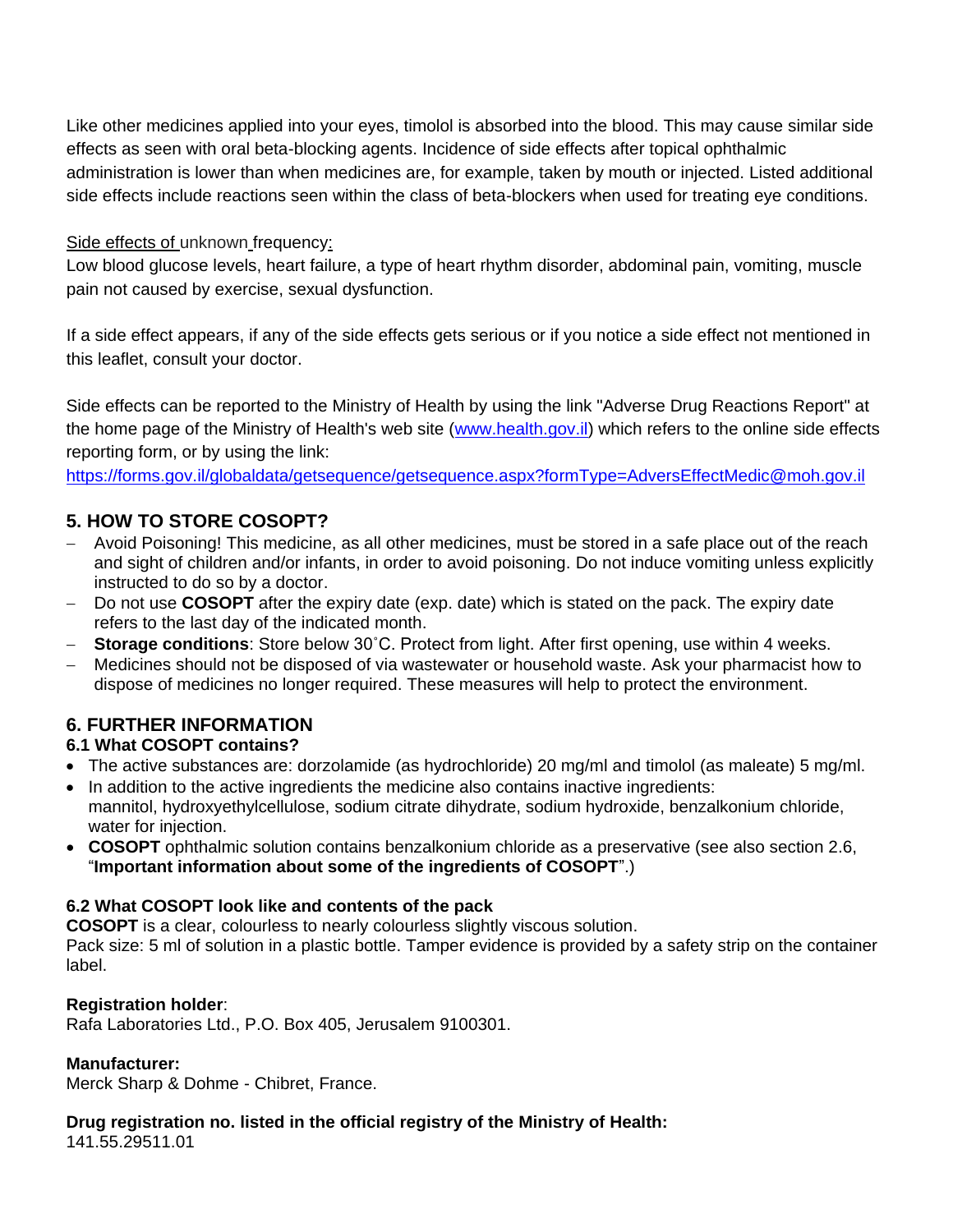Like other medicines applied into your eyes, timolol is absorbed into the blood. This may cause similar side effects as seen with oral beta-blocking agents. Incidence of side effects after topical ophthalmic administration is lower than when medicines are, for example, taken by mouth or injected. Listed additional side effects include reactions seen within the class of beta-blockers when used for treating eye conditions.

Side effects of unknown frequency:
Low blood glucose levels, heart failure, a type of heart rhythm disorder, abdominal pain, vomiting, muscle pain not caused by exercise, sexual dysfunction.

If a side effect appears, if any of the side effects gets serious or if you notice a side effect not mentioned in this leaflet, consult your doctor.

Side effects can be reported to the Ministry of Health by using the link "Adverse Drug Reactions Report" at the home page of the Ministry of Health's web site (www.health.gov.il) which refers to the online side effects reporting form, or by using the link:
https://forms.gov.il/globaldata/getsequence/getsequence.aspx?formType=AdversEffectMedic@moh.gov.il

## 5. HOW TO STORE COSOPT?

- Avoid Poisoning! This medicine, as all other medicines, must be stored in a safe place out of the reach and sight of children and/or infants, in order to avoid poisoning. Do not induce vomiting unless explicitly instructed to do so by a doctor.
- Do not use **COSOPT** after the expiry date (exp. date) which is stated on the pack. The expiry date refers to the last day of the indicated month.
- **Storage conditions**: Store below 30˚C. Protect from light. After first opening, use within 4 weeks.
- Medicines should not be disposed of via wastewater or household waste. Ask your pharmacist how to dispose of medicines no longer required. These measures will help to protect the environment.

## 6. FURTHER INFORMATION

### 6.1 What COSOPT contains?

- The active substances are: dorzolamide (as hydrochloride) 20 mg/ml and timolol (as maleate) 5 mg/ml.
- In addition to the active ingredients the medicine also contains inactive ingredients: mannitol, hydroxyethylcellulose, sodium citrate dihydrate, sodium hydroxide, benzalkonium chloride, water for injection.
- **COSOPT** ophthalmic solution contains benzalkonium chloride as a preservative (see also section 2.6, "**Important information about some of the ingredients of COSOPT**".)

### 6.2 What COSOPT look like and contents of the pack

**COSOPT** is a clear, colourless to nearly colourless slightly viscous solution.
Pack size: 5 ml of solution in a plastic bottle. Tamper evidence is provided by a safety strip on the container label.

**Registration holder**:
Rafa Laboratories Ltd., P.O. Box 405, Jerusalem 9100301.

**Manufacturer:**
Merck Sharp & Dohme - Chibret, France.

**Drug registration no. listed in the official registry of the Ministry of Health:**
141.55.29511.01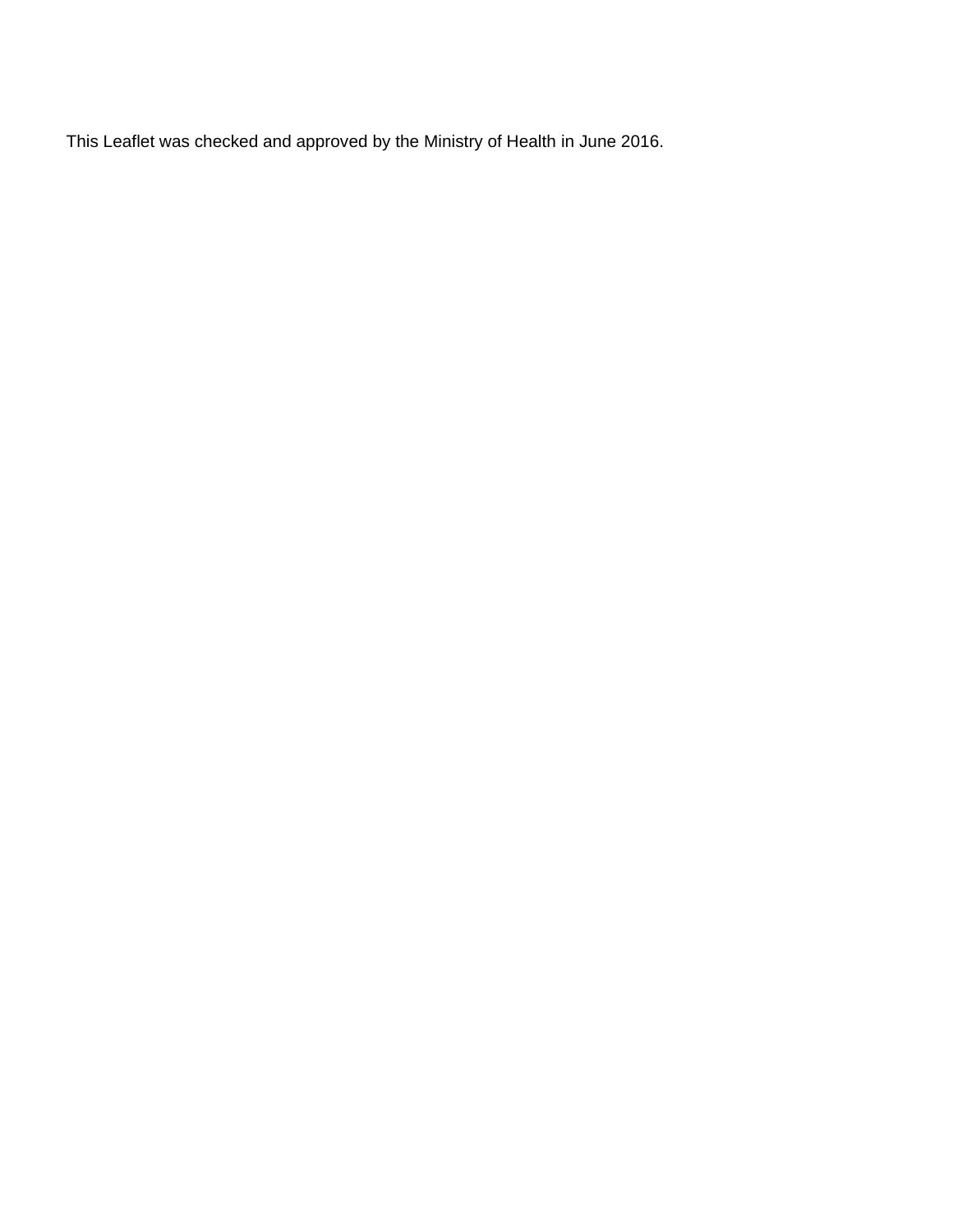This Leaflet was checked and approved by the Ministry of Health in June 2016.